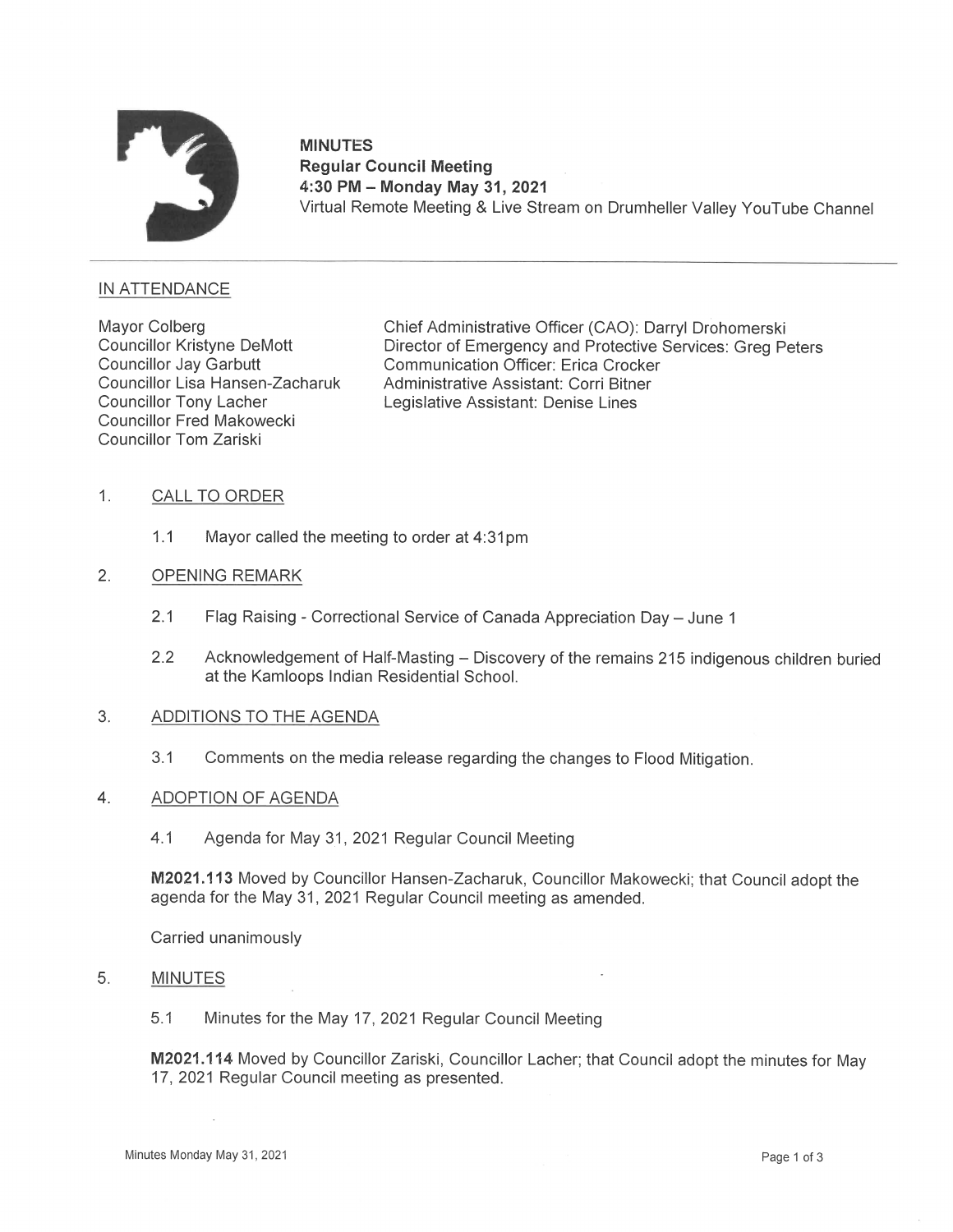**MINUTES**
**Regular Council Meeting**
**4:30 PM – Monday May 31, 2021**
Virtual Remote Meeting & Live Stream on Drumheller Valley YouTube Channel

## IN ATTENDANCE

Mayor Colberg
Councillor Kristyne DeMott
Councillor Jay Garbutt
Councillor Lisa Hansen-Zacharuk
Councillor Tony Lacher
Councillor Fred Makowecki
Councillor Tom Zariski

Chief Administrative Officer (CAO): Darryl Drohomerski
Director of Emergency and Protective Services: Greg Peters
Communication Officer: Erica Crocker
Administrative Assistant: Corri Bitner
Legislative Assistant: Denise Lines

## 1. CALL TO ORDER

1.1 Mayor called the meeting to order at 4:31pm

## 2. OPENING REMARK

2.1 Flag Raising - Correctional Service of Canada Appreciation Day – June 1

2.2 Acknowledgement of Half-Masting – Discovery of the remains 215 indigenous children buried at the Kamloops Indian Residential School.

## 3. ADDITIONS TO THE AGENDA

3.1 Comments on the media release regarding the changes to Flood Mitigation.

## 4. ADOPTION OF AGENDA

4.1 Agenda for May 31, 2021 Regular Council Meeting

**M2021.113** Moved by Councillor Hansen-Zacharuk, Councillor Makowecki; that Council adopt the agenda for the May 31, 2021 Regular Council meeting as amended.

Carried unanimously

## 5. MINUTES

5.1 Minutes for the May 17, 2021 Regular Council Meeting

**M2021.114** Moved by Councillor Zariski, Councillor Lacher; that Council adopt the minutes for May 17, 2021 Regular Council meeting as presented.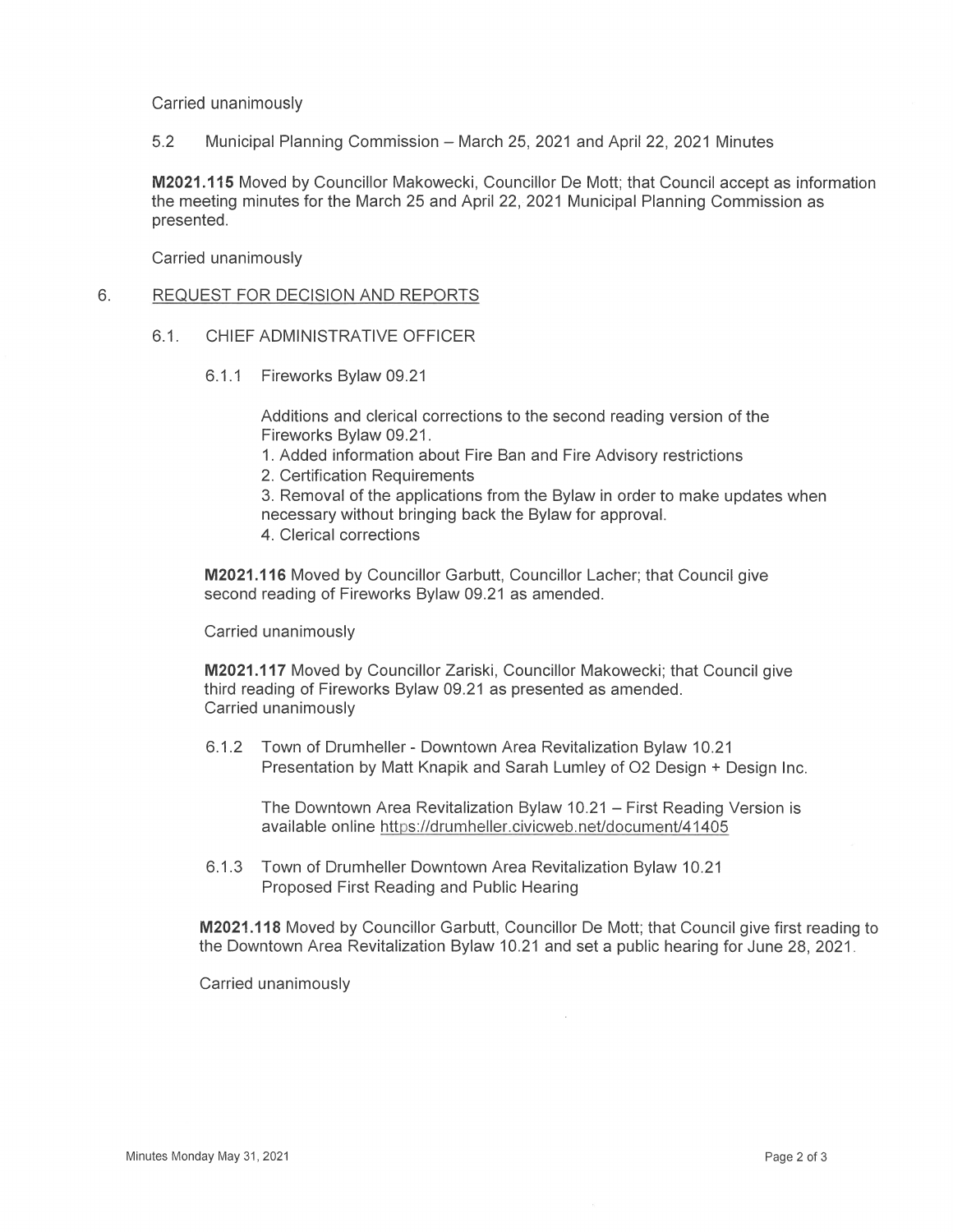Carried unanimously

5.2 Municipal Planning Commission – March 25, 2021 and April 22, 2021 Minutes

**M2021.115** Moved by Councillor Makowecki, Councillor De Mott; that Council accept as information the meeting minutes for the March 25 and April 22, 2021 Municipal Planning Commission as presented.

Carried unanimously

## 6. REQUEST FOR DECISION AND REPORTS

### 6.1. CHIEF ADMINISTRATIVE OFFICER

6.1.1 Fireworks Bylaw 09.21

Additions and clerical corrections to the second reading version of the Fireworks Bylaw 09.21.

1. Added information about Fire Ban and Fire Advisory restrictions
2. Certification Requirements
3. Removal of the applications from the Bylaw in order to make updates when necessary without bringing back the Bylaw for approval.
4. Clerical corrections

**M2021.116** Moved by Councillor Garbutt, Councillor Lacher; that Council give second reading of Fireworks Bylaw 09.21 as amended.

Carried unanimously

**M2021.117** Moved by Councillor Zariski, Councillor Makowecki; that Council give third reading of Fireworks Bylaw 09.21 as presented as amended.
Carried unanimously

6.1.2 Town of Drumheller - Downtown Area Revitalization Bylaw 10.21
Presentation by Matt Knapik and Sarah Lumley of O2 Design + Design Inc.

The Downtown Area Revitalization Bylaw 10.21 – First Reading Version is available online https://drumheller.civicweb.net/document/41405

6.1.3 Town of Drumheller Downtown Area Revitalization Bylaw 10.21
Proposed First Reading and Public Hearing

**M2021.118** Moved by Councillor Garbutt, Councillor De Mott; that Council give first reading to the Downtown Area Revitalization Bylaw 10.21 and set a public hearing for June 28, 2021.

Carried unanimously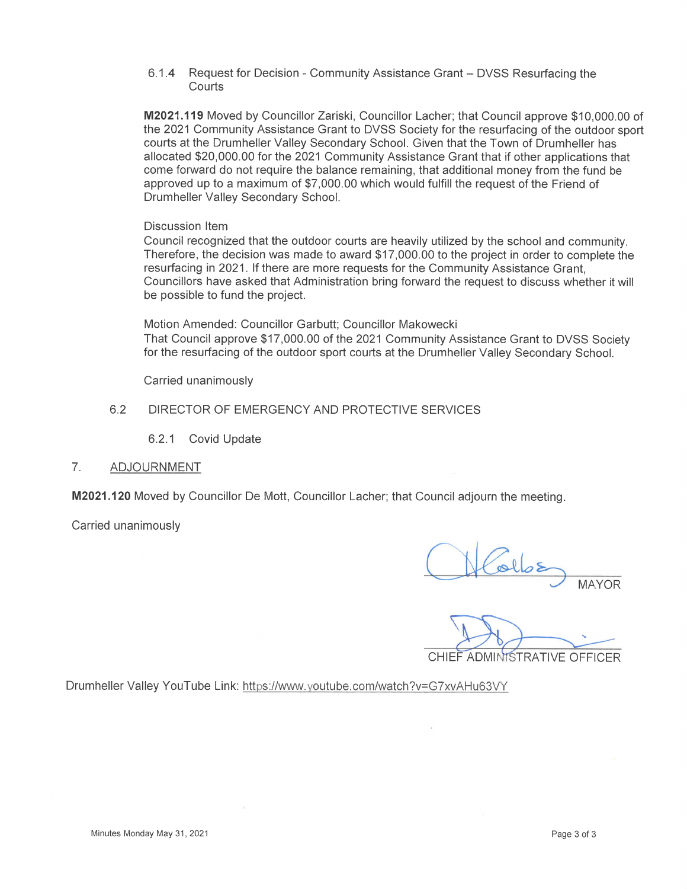6.1.4 Request for Decision - Community Assistance Grant – DVSS Resurfacing the Courts

**M2021.119** Moved by Councillor Zariski, Councillor Lacher; that Council approve $10,000.00 of the 2021 Community Assistance Grant to DVSS Society for the resurfacing of the outdoor sport courts at the Drumheller Valley Secondary School. Given that the Town of Drumheller has allocated $20,000.00 for the 2021 Community Assistance Grant that if other applications that come forward do not require the balance remaining, that additional money from the fund be approved up to a maximum of $7,000.00 which would fulfill the request of the Friend of Drumheller Valley Secondary School.

Discussion Item
Council recognized that the outdoor courts are heavily utilized by the school and community. Therefore, the decision was made to award $17,000.00 to the project in order to complete the resurfacing in 2021. If there are more requests for the Community Assistance Grant, Councillors have asked that Administration bring forward the request to discuss whether it will be possible to fund the project.

Motion Amended: Councillor Garbutt; Councillor Makowecki
That Council approve $17,000.00 of the 2021 Community Assistance Grant to DVSS Society for the resurfacing of the outdoor sport courts at the Drumheller Valley Secondary School.

Carried unanimously

6.2 DIRECTOR OF EMERGENCY AND PROTECTIVE SERVICES

6.2.1 Covid Update

## 7. ADJOURNMENT

**M2021.120** Moved by Councillor De Mott, Councillor Lacher; that Council adjourn the meeting.

Carried unanimously

MAYOR

CHIEF ADMINISTRATIVE OFFICER

Drumheller Valley YouTube Link: https://www.youtube.com/watch?v=G7xvAHu63VY

Minutes Monday May 31, 2021